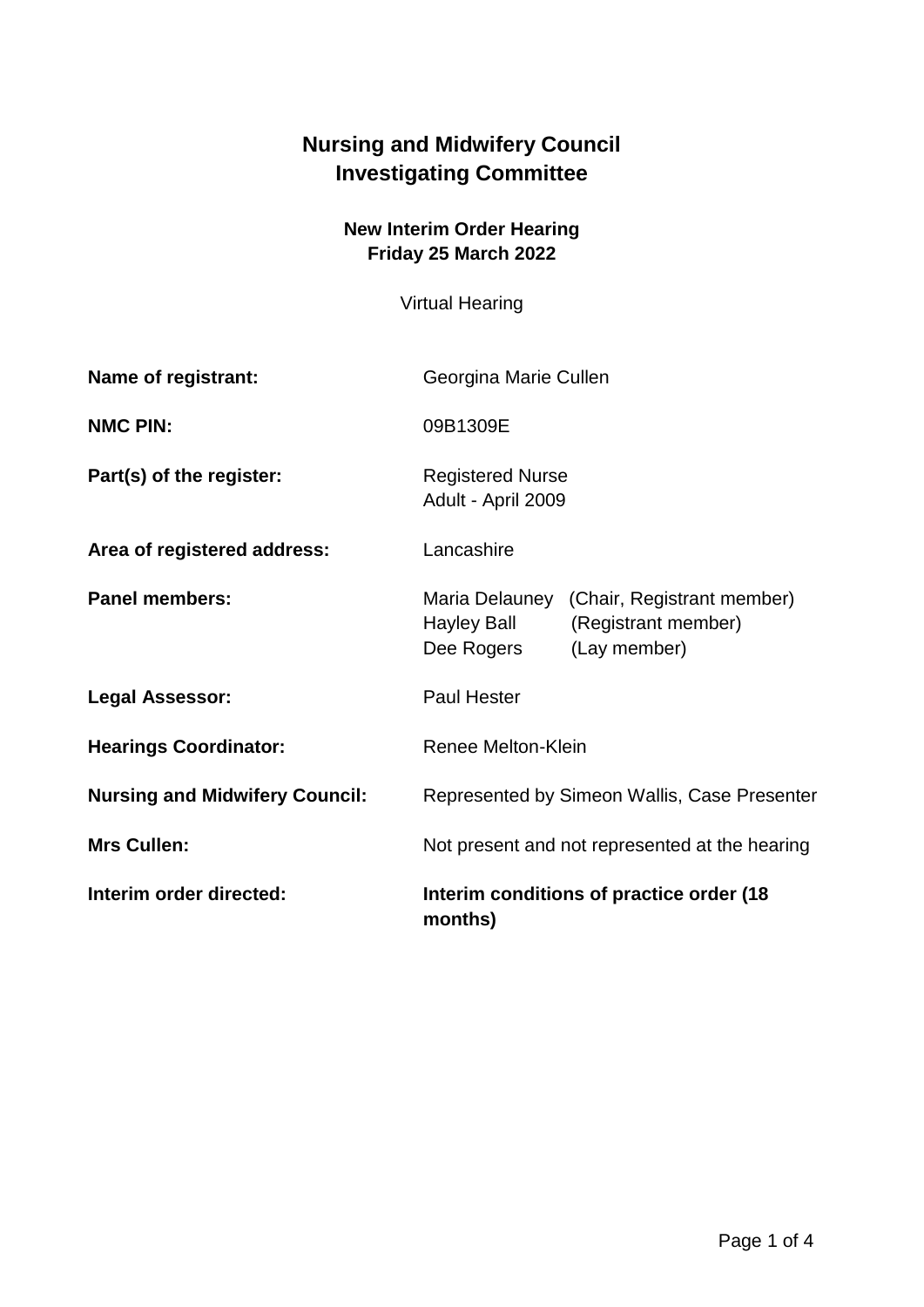# Nursing and Midwifery Council
# Investigating Committee

**New Interim Order Hearing**
**Friday 25 March 2022**

Virtual Hearing

| | |
|---|---|
| **Name of registrant:** | Georgina Marie Cullen |
| **NMC PIN:** | 09B1309E |
| **Part(s) of the register:** | Registered Nurse<br>Adult - April 2009 |
| **Area of registered address:** | Lancashire |
| **Panel members:** | Maria Delauney (Chair, Registrant member)<br>Hayley Ball (Registrant member)<br>Dee Rogers (Lay member) |
| **Legal Assessor:** | Paul Hester |
| **Hearings Coordinator:** | Renee Melton-Klein |
| **Nursing and Midwifery Council:** | Represented by Simeon Wallis, Case Presenter |
| **Mrs Cullen:** | Not present and not represented at the hearing |
| **Interim order directed:** | **Interim conditions of practice order (18 months)** |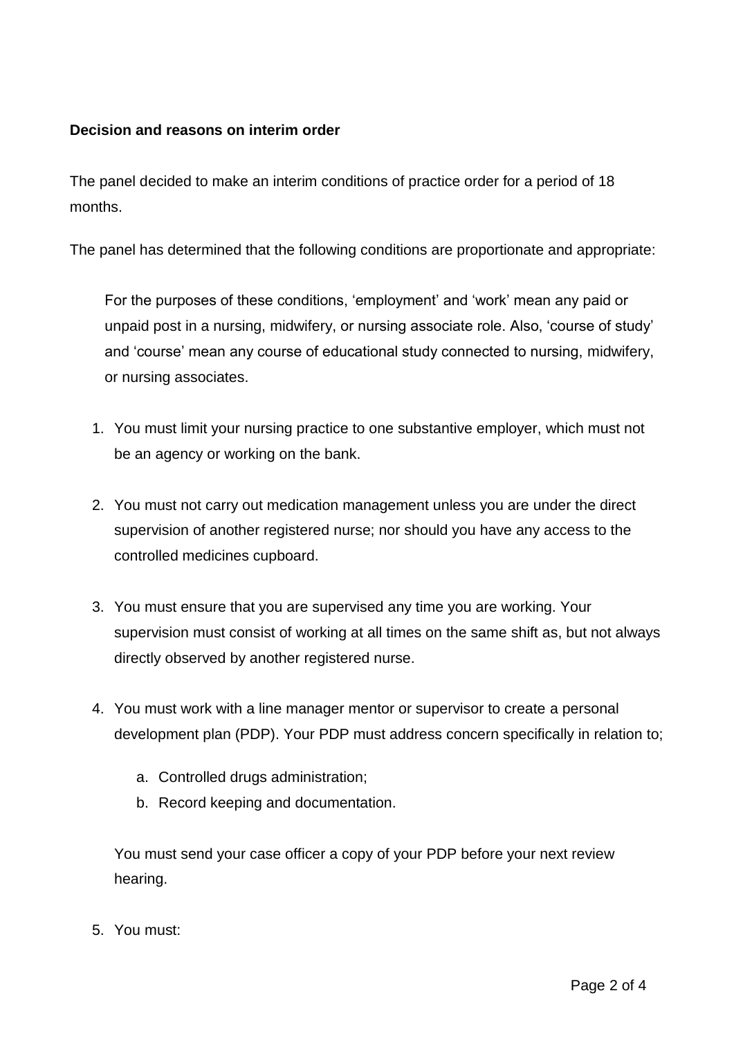**Decision and reasons on interim order**

The panel decided to make an interim conditions of practice order for a period of 18 months.

The panel has determined that the following conditions are proportionate and appropriate:

For the purposes of these conditions, 'employment' and 'work' mean any paid or unpaid post in a nursing, midwifery, or nursing associate role. Also, 'course of study' and 'course' mean any course of educational study connected to nursing, midwifery, or nursing associates.

1. You must limit your nursing practice to one substantive employer, which must not be an agency or working on the bank.

2. You must not carry out medication management unless you are under the direct supervision of another registered nurse; nor should you have any access to the controlled medicines cupboard.

3. You must ensure that you are supervised any time you are working. Your supervision must consist of working at all times on the same shift as, but not always directly observed by another registered nurse.

4. You must work with a line manager mentor or supervisor to create a personal development plan (PDP). Your PDP must address concern specifically in relation to;

    a. Controlled drugs administration;
    b. Record keeping and documentation.

    You must send your case officer a copy of your PDP before your next review hearing.

5. You must: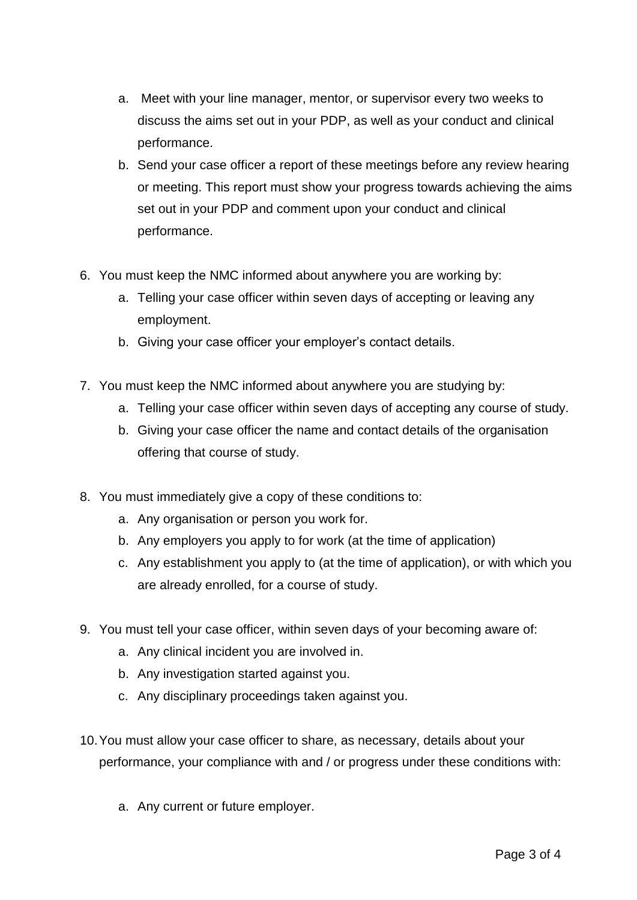a. Meet with your line manager, mentor, or supervisor every two weeks to discuss the aims set out in your PDP, as well as your conduct and clinical performance.
   b. Send your case officer a report of these meetings before any review hearing or meeting. This report must show your progress towards achieving the aims set out in your PDP and comment upon your conduct and clinical performance.

6. You must keep the NMC informed about anywhere you are working by:
   a. Telling your case officer within seven days of accepting or leaving any employment.
   b. Giving your case officer your employer's contact details.

7. You must keep the NMC informed about anywhere you are studying by:
   a. Telling your case officer within seven days of accepting any course of study.
   b. Giving your case officer the name and contact details of the organisation offering that course of study.

8. You must immediately give a copy of these conditions to:
   a. Any organisation or person you work for.
   b. Any employers you apply to for work (at the time of application)
   c. Any establishment you apply to (at the time of application), or with which you are already enrolled, for a course of study.

9. You must tell your case officer, within seven days of your becoming aware of:
   a. Any clinical incident you are involved in.
   b. Any investigation started against you.
   c. Any disciplinary proceedings taken against you.

10. You must allow your case officer to share, as necessary, details about your performance, your compliance with and / or progress under these conditions with:

    a. Any current or future employer.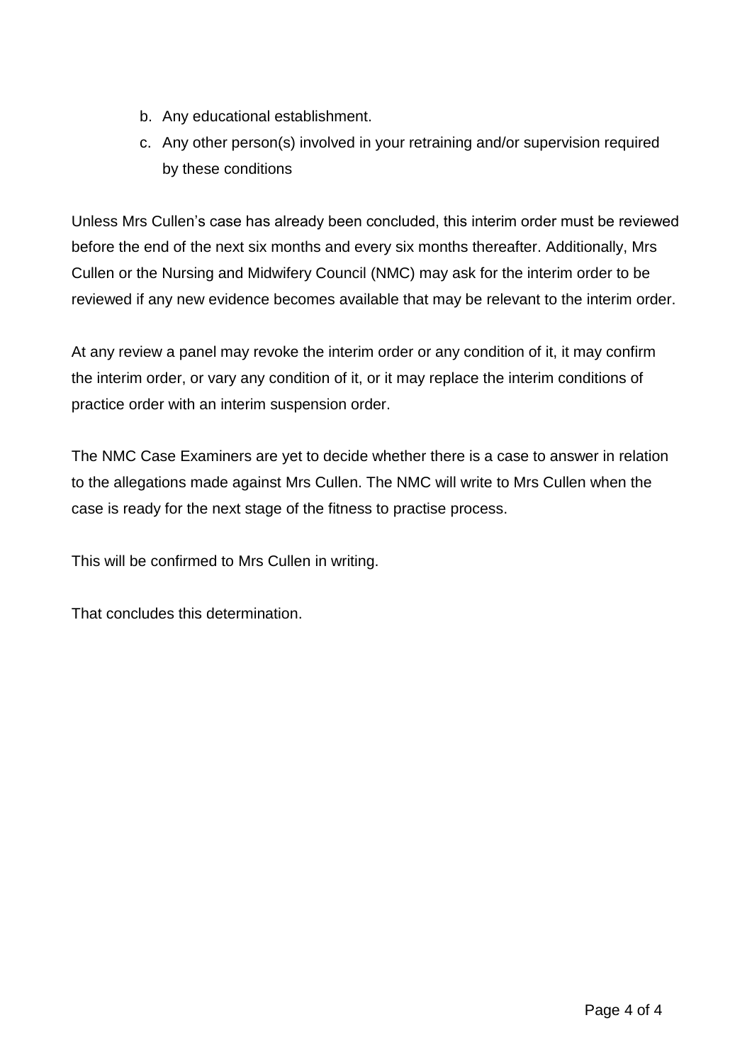b. Any educational establishment.
c. Any other person(s) involved in your retraining and/or supervision required by these conditions

Unless Mrs Cullen's case has already been concluded, this interim order must be reviewed before the end of the next six months and every six months thereafter. Additionally, Mrs Cullen or the Nursing and Midwifery Council (NMC) may ask for the interim order to be reviewed if any new evidence becomes available that may be relevant to the interim order.

At any review a panel may revoke the interim order or any condition of it, it may confirm the interim order, or vary any condition of it, or it may replace the interim conditions of practice order with an interim suspension order.

The NMC Case Examiners are yet to decide whether there is a case to answer in relation to the allegations made against Mrs Cullen. The NMC will write to Mrs Cullen when the case is ready for the next stage of the fitness to practise process.

This will be confirmed to Mrs Cullen in writing.

That concludes this determination.